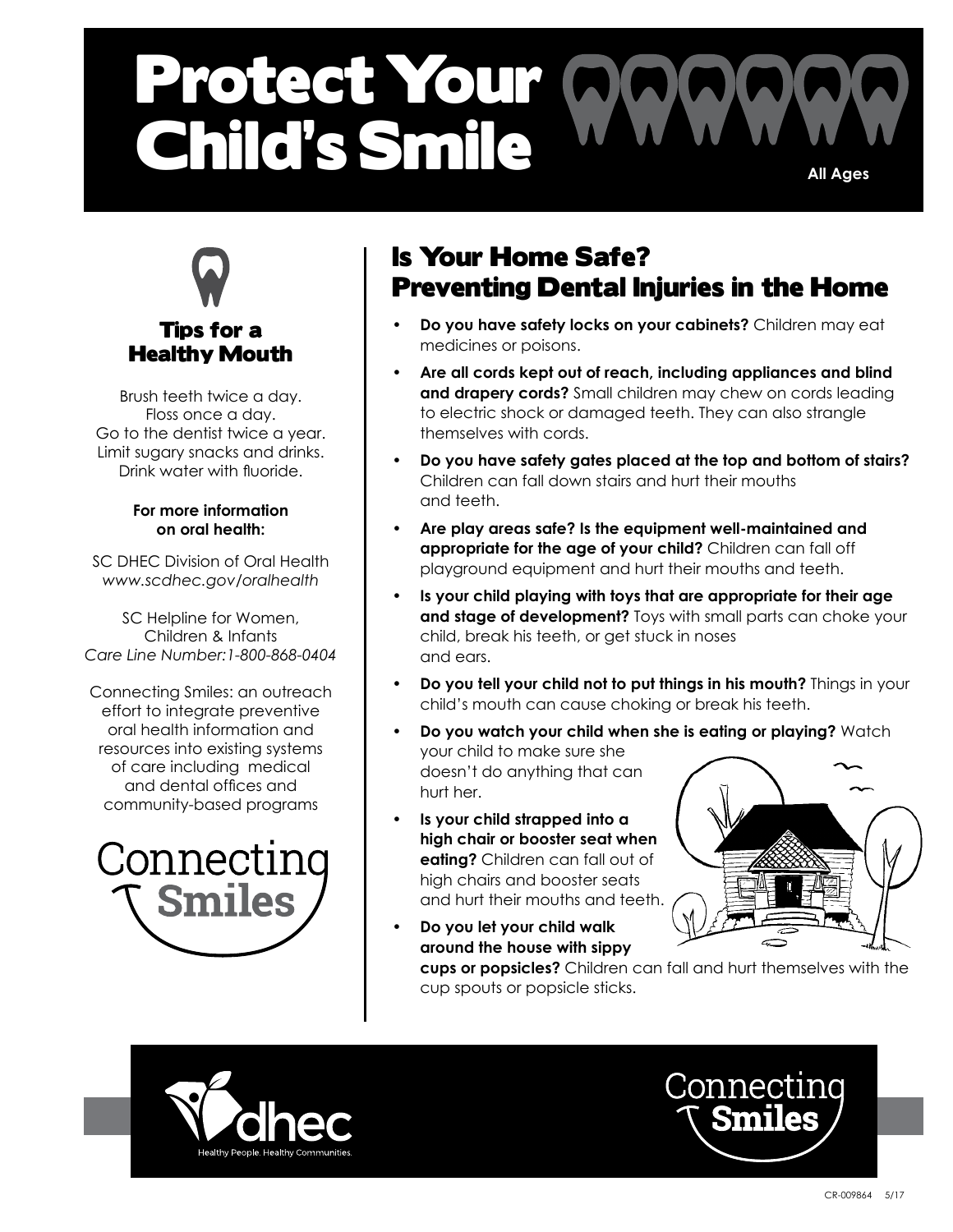# Protect Your Child's Smile

All Ages

## Tips for a Healthy Mouth

Brush teeth twice a day.
Floss once a day.
Go to the dentist twice a year.
Limit sugary snacks and drinks.
Drink water with fluoride.

**For more information on oral health:**

SC DHEC Division of Oral Health
*www.scdhec.gov/oralhealth*

SC Helpline for Women, Children & Infants
*Care Line Number:1-800-868-0404*

Connecting Smiles: an outreach effort to integrate preventive oral health information and resources into existing systems of care including medical and dental offices and community-based programs

Connecting Smiles

## Is Your Home Safe? Preventing Dental Injuries in the Home

- **Do you have safety locks on your cabinets?** Children may eat medicines or poisons.
- **Are all cords kept out of reach, including appliances and blind and drapery cords?** Small children may chew on cords leading to electric shock or damaged teeth. They can also strangle themselves with cords.
- **Do you have safety gates placed at the top and bottom of stairs?** Children can fall down stairs and hurt their mouths and teeth.
- **Are play areas safe? Is the equipment well-maintained and appropriate for the age of your child?** Children can fall off playground equipment and hurt their mouths and teeth.
- **Is your child playing with toys that are appropriate for their age and stage of development?** Toys with small parts can choke your child, break his teeth, or get stuck in noses and ears.
- **Do you tell your child not to put things in his mouth?** Things in your child's mouth can cause choking or break his teeth.
- **Do you watch your child when she is eating or playing?** Watch your child to make sure she doesn't do anything that can hurt her.
- **Is your child strapped into a high chair or booster seat when eating?** Children can fall out of high chairs and booster seats and hurt their mouths and teeth.
- **Do you let your child walk around the house with sippy cups or popsicles?** Children can fall and hurt themselves with the cup spouts or popsicle sticks.

dhec — Healthy People. Healthy Communities.

Connecting Smiles

CR-009864 5/17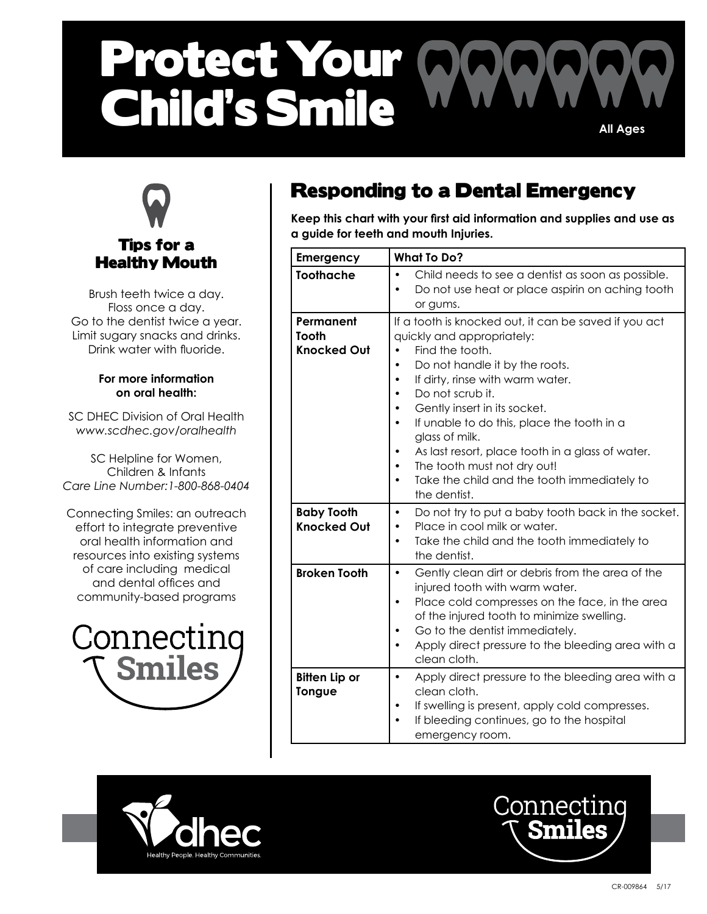# Protect Your Child's Smile

All Ages

### Tips for a Healthy Mouth

Brush teeth twice a day.
Floss once a day.
Go to the dentist twice a year.
Limit sugary snacks and drinks.
Drink water with fluoride.

**For more information on oral health:**

SC DHEC Division of Oral Health
*www.scdhec.gov/oralhealth*

SC Helpline for Women, Children & Infants
*Care Line Number:1-800-868-0404*

Connecting Smiles: an outreach effort to integrate preventive oral health information and resources into existing systems of care including medical and dental offices and community-based programs

Connecting Smiles

## Responding to a Dental Emergency

**Keep this chart with your first aid information and supplies and use as a guide for teeth and mouth Injuries.**

| Emergency | What To Do? |
|---|---|
| **Toothache** | • Child needs to see a dentist as soon as possible.<br>• Do not use heat or place aspirin on aching tooth or gums. |
| **Permanent Tooth Knocked Out** | If a tooth is knocked out, it can be saved if you act quickly and appropriately:<br>• Find the tooth.<br>• Do not handle it by the roots.<br>• If dirty, rinse with warm water.<br>• Do not scrub it.<br>• Gently insert in its socket.<br>• If unable to do this, place the tooth in a glass of milk.<br>• As last resort, place tooth in a glass of water.<br>• The tooth must not dry out!<br>• Take the child and the tooth immediately to the dentist. |
| **Baby Tooth Knocked Out** | • Do not try to put a baby tooth back in the socket.<br>• Place in cool milk or water.<br>• Take the child and the tooth immediately to the dentist. |
| **Broken Tooth** | • Gently clean dirt or debris from the area of the injured tooth with warm water.<br>• Place cold compresses on the face, in the area of the injured tooth to minimize swelling.<br>• Go to the dentist immediately.<br>• Apply direct pressure to the bleeding area with a clean cloth. |
| **Bitten Lip or Tongue** | • Apply direct pressure to the bleeding area with a clean cloth.<br>• If swelling is present, apply cold compresses.<br>• If bleeding continues, go to the hospital emergency room. |

dhec — Healthy People. Healthy Communities.

Connecting Smiles

CR-009864 5/17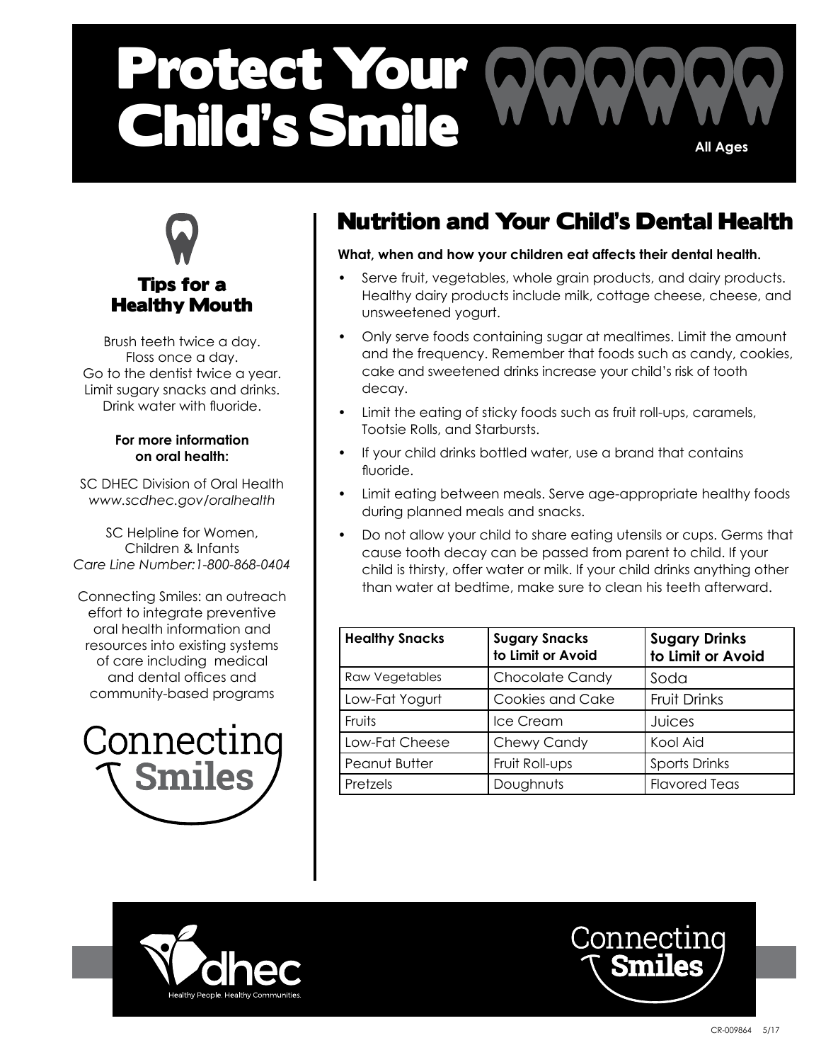// Protect Your Child's Smile

All Ages

## Tips for a Healthy Mouth

Brush teeth twice a day.
Floss once a day.
Go to the dentist twice a year.
Limit sugary snacks and drinks.
Drink water with fluoride.

**For more information on oral health:**

SC DHEC Division of Oral Health
*www.scdhec.gov/oralhealth*

SC Helpline for Women, Children & Infants
*Care Line Number:1-800-868-0404*

Connecting Smiles: an outreach effort to integrate preventive oral health information and resources into existing systems of care including medical and dental offices and community-based programs

Connecting Smiles

## Nutrition and Your Child's Dental Health

**What, when and how your children eat affects their dental health.**

- Serve fruit, vegetables, whole grain products, and dairy products. Healthy dairy products include milk, cottage cheese, cheese, and unsweetened yogurt.
- Only serve foods containing sugar at mealtimes. Limit the amount and the frequency. Remember that foods such as candy, cookies, cake and sweetened drinks increase your child's risk of tooth decay.
- Limit the eating of sticky foods such as fruit roll-ups, caramels, Tootsie Rolls, and Starbursts.
- If your child drinks bottled water, use a brand that contains fluoride.
- Limit eating between meals. Serve age-appropriate healthy foods during planned meals and snacks.
- Do not allow your child to share eating utensils or cups. Germs that cause tooth decay can be passed from parent to child. If your child is thirsty, offer water or milk. If your child drinks anything other than water at bedtime, make sure to clean his teeth afterward.

| Healthy Snacks | Sugary Snacks to Limit or Avoid | Sugary Drinks to Limit or Avoid |
|---|---|---|
| Raw Vegetables | Chocolate Candy | Soda |
| Low-Fat Yogurt | Cookies and Cake | Fruit Drinks |
| Fruits | Ice Cream | Juices |
| Low-Fat Cheese | Chewy Candy | Kool Aid |
| Peanut Butter | Fruit Roll-ups | Sports Drinks |
| Pretzels | Doughnuts | Flavored Teas |

dhec
Healthy People. Healthy Communities.

Connecting Smiles

CR-009864 5/17